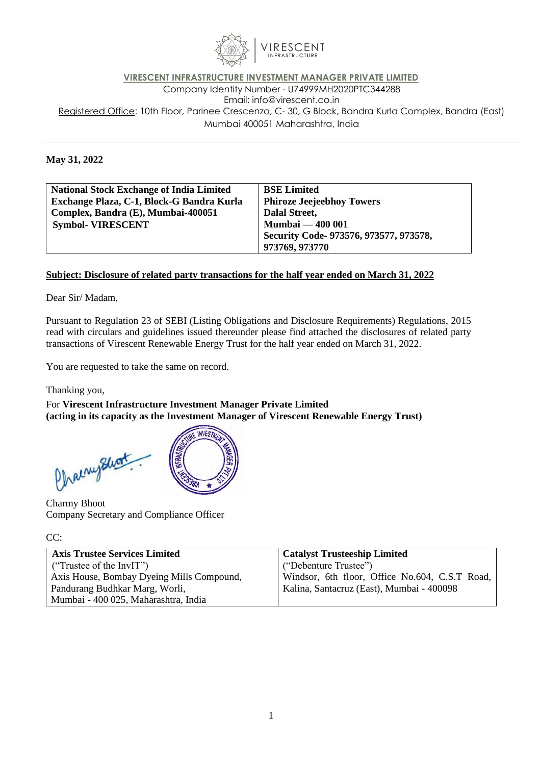**VIRESCENT INFRASTRUCTURE INVESTMENT MANAGER PRIVATE LIMITED**

Company Identity Number - U74999MH2020PTC344288

Email: info@virescent.co.in

Registered Office: 10th Floor, Parinee Crescenzo, C- 30, G Block, Bandra Kurla Complex, Bandra (East) Mumbai 400051 Maharashtra, India

**May 31, 2022**

| **National Stock Exchange of India Limited**<br>**Exchange Plaza, C-1, Block-G Bandra Kurla Complex, Bandra (E), Mumbai-400051**<br>**Symbol- VIRESCENT** | **BSE Limited**<br>**Phiroze Jeejeebhoy Towers**<br>**Dalal Street,**<br>**Mumbai — 400 001**<br>**Security Code- 973576, 973577, 973578, 973769, 973770** |
|---|---|

**Subject: Disclosure of related party transactions for the half year ended on March 31, 2022**

Dear Sir/ Madam,

Pursuant to Regulation 23 of SEBI (Listing Obligations and Disclosure Requirements) Regulations, 2015 read with circulars and guidelines issued thereunder please find attached the disclosures of related party transactions of Virescent Renewable Energy Trust for the half year ended on March 31, 2022.

You are requested to take the same on record.

Thanking you,

For **Virescent Infrastructure Investment Manager Private Limited**
**(acting in its capacity as the Investment Manager of Virescent Renewable Energy Trust)**

Charmy Bhoot
Company Secretary and Compliance Officer

CC:

| **Axis Trustee Services Limited**<br>("Trustee of the InvIT")<br>Axis House, Bombay Dyeing Mills Compound, Pandurang Budhkar Marg, Worli, Mumbai - 400 025, Maharashtra, India | **Catalyst Trusteeship Limited**<br>("Debenture Trustee")<br>Windsor, 6th floor, Office No.604, C.S.T Road, Kalina, Santacruz (East), Mumbai - 400098 |
|---|---|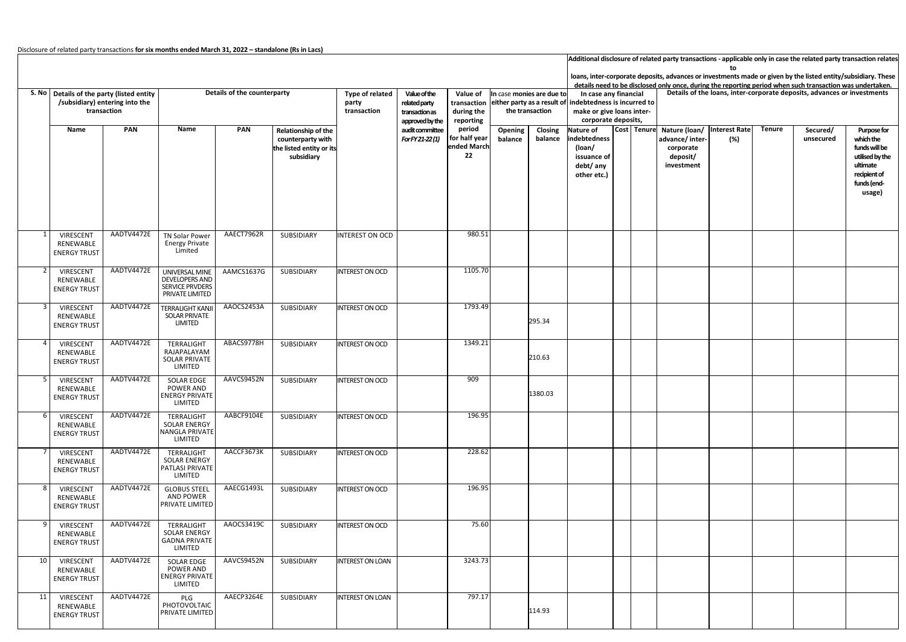Disclosure of related party transactions **for six months ended March 31, 2022 – standalone (Rs in Lacs)**

| S. No | Details of the party (listed entity /subsidiary) entering into the transaction | | Details of the counterparty | | | Type of related party transaction | Value of the related party transaction as approved by the audit committee For FY 21-22 (1) | Value of transaction during the reporting period for half year ended March 22 | In case monies are due to either party as a result of the transaction | | Additional disclosure of related party transactions - applicable only in case the related party transaction relates to loans, inter-corporate deposits, advances or investments made or given by the listed entity/subsidiary. These details need to be disclosed only once, during the reporting period when such transaction was undertaken. In case any financial indebtedness is incurred to make or give loans inter-corporate deposits, | | | Details of the loans, inter-corporate deposits, advances or investments | | | | |
|---|---|---|---|---|---|---|---|---|---|---|---|---|---|---|---|---|---|---|
| | Name | PAN | Name | PAN | Relationship of the counterparty with the listed entity or its subsidiary | | | | Opening balance | Closing balance | Nature of indebtedness (loan/ issuance of debt/ any other etc.) | Cost | Tenure | Nature (loan/ advance/ inter-corporate deposit/ investment | Interest Rate (%) | Tenure | Secured/ unsecured | Purpose for which the funds will be utilised by the ultimate recipient of funds (end-usage) |
| 1 | VIRESCENT RENEWABLE ENERGY TRUST | AADTV4472E | TN Solar Power Energy Private Limited | AAECT7962R | SUBSIDIARY | INTEREST ON OCD | | 980.51 | | | | | | | | | | |
| 2 | VIRESCENT RENEWABLE ENERGY TRUST | AADTV4472E | UNIVERSAL MINE DEVELOPERS AND SERVICE PRVDERS PRIVATE LIMITED | AAMCS1637G | SUBSIDIARY | INTEREST ON OCD | | 1105.70 | | | | | | | | | | |
| 3 | VIRESCENT RENEWABLE ENERGY TRUST | AADTV4472E | TERRALIGHT KANJI SOLAR PRIVATE LIMITED | AAOCS2453A | SUBSIDIARY | INTEREST ON OCD | | 1793.49 | | 295.34 | | | | | | | | |
| 4 | VIRESCENT RENEWABLE ENERGY TRUST | AADTV4472E | TERRALIGHT RAJAPALAYAM SOLAR PRIVATE LIMITED | ABACS9778H | SUBSIDIARY | INTEREST ON OCD | | 1349.21 | | 210.63 | | | | | | | | |
| 5 | VIRESCENT RENEWABLE ENERGY TRUST | AADTV4472E | SOLAR EDGE POWER AND ENERGY PRIVATE LIMITED | AAVCS9452N | SUBSIDIARY | INTEREST ON OCD | | 909 | | 1380.03 | | | | | | | | |
| 6 | VIRESCENT RENEWABLE ENERGY TRUST | AADTV4472E | TERRALIGHT SOLAR ENERGY NANGLA PRIVATE LIMITED | AABCF9104E | SUBSIDIARY | INTEREST ON OCD | | 196.95 | | | | | | | | | | |
| 7 | VIRESCENT RENEWABLE ENERGY TRUST | AADTV4472E | TERRALIGHT SOLAR ENERGY PATLASI PRIVATE LIMITED | AACCF3673K | SUBSIDIARY | INTEREST ON OCD | | 228.62 | | | | | | | | | | |
| 8 | VIRESCENT RENEWABLE ENERGY TRUST | AADTV4472E | GLOBUS STEEL AND POWER PRIVATE LIMITED | AAECG1493L | SUBSIDIARY | INTEREST ON OCD | | 196.95 | | | | | | | | | | |
| 9 | VIRESCENT RENEWABLE ENERGY TRUST | AADTV4472E | TERRALIGHT SOLAR ENERGY GADNA PRIVATE LIMITED | AAOCS3419C | SUBSIDIARY | INTEREST ON OCD | | 75.60 | | | | | | | | | | |
| 10 | VIRESCENT RENEWABLE ENERGY TRUST | AADTV4472E | SOLAR EDGE POWER AND ENERGY PRIVATE LIMITED | AAVCS9452N | SUBSIDIARY | INTEREST ON LOAN | | 3243.73 | | | | | | | | | | |
| 11 | VIRESCENT RENEWABLE ENERGY TRUST | AADTV4472E | PLG PHOTOVOLTAIC PRIVATE LIMITED | AAECP3264E | SUBSIDIARY | INTEREST ON LOAN | | 797.17 | | 114.93 | | | | | | | | |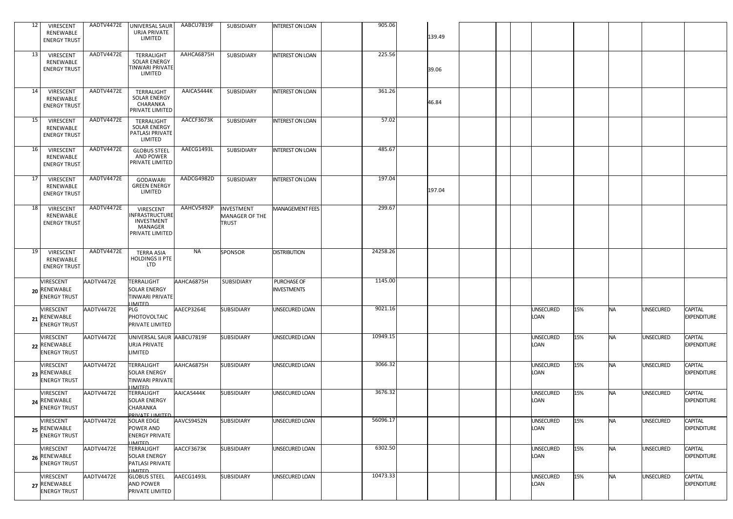| | | | | | | | | | | | | | | | | | | |
|---|---|---|---|---|---|---|---|---|---|---|---|---|---|---|---|---|---|---|
| 12 | VIRESCENT RENEWABLE ENERGY TRUST | AADTV4472E | UNIVERSAL SAUR URJA PRIVATE LIMITED | AABCU7819F | SUBSIDIARY | INTEREST ON LOAN | | 905.06 | | 139.49 | | | | | | | | |
| 13 | VIRESCENT RENEWABLE ENERGY TRUST | AADTV4472E | TERRALIGHT SOLAR ENERGY TINWARI PRIVATE LIMITED | AAHCA6875H | SUBSIDIARY | INTEREST ON LOAN | | 225.56 | | 39.06 | | | | | | | | |
| 14 | VIRESCENT RENEWABLE ENERGY TRUST | AADTV4472E | TERRALIGHT SOLAR ENERGY CHARANKA PRIVATE LIMITED | AAICA5444K | SUBSIDIARY | INTEREST ON LOAN | | 361.26 | | 46.84 | | | | | | | | |
| 15 | VIRESCENT RENEWABLE ENERGY TRUST | AADTV4472E | TERRALIGHT SOLAR ENERGY PATLASI PRIVATE LIMITED | AACCF3673K | SUBSIDIARY | INTEREST ON LOAN | | 57.02 | | | | | | | | | | |
| 16 | VIRESCENT RENEWABLE ENERGY TRUST | AADTV4472E | GLOBUS STEEL AND POWER PRIVATE LIMITED | AAECG1493L | SUBSIDIARY | INTEREST ON LOAN | | 485.67 | | | | | | | | | | |
| 17 | VIRESCENT RENEWABLE ENERGY TRUST | AADTV4472E | GODAWARI GREEN ENERGY LIMITED | AADCG4982D | SUBSIDIARY | INTEREST ON LOAN | | 197.04 | | 197.04 | | | | | | | | |
| 18 | VIRESCENT RENEWABLE ENERGY TRUST | AADTV4472E | VIRESCENT INFRASTRUCTURE INVESTMENT MANAGER PRIVATE LIMITED | AAHCV5492P | INVESTMENT MANAGER OF THE TRUST | MANAGEMENT FEES | | 299.67 | | | | | | | | | | |
| 19 | VIRESCENT RENEWABLE ENERGY TRUST | AADTV4472E | TERRA ASIA HOLDINGS II PTE LTD | NA | SPONSOR | DISTRIBUTION | | 24258.26 | | | | | | | | | | |
| 20 | VIRESCENT RENEWABLE ENERGY TRUST | AADTV4472E | TERRALIGHT SOLAR ENERGY TINWARI PRIVATE LIMITED | AAHCA6875H | SUBSIDIARY | PURCHASE OF INVESTMENTS | | 1145.00 | | | | | | | | | | |
| 21 | VIRESCENT RENEWABLE ENERGY TRUST | AADTV4472E | PLG PHOTOVOLTAIC PRIVATE LIMITED | AAECP3264E | SUBSIDIARY | UNSECURED LOAN | | 9021.16 | | | | | | UNSECURED LOAN | 15% | NA | UNSECURED | CAPITAL EXPENDITURE |
| 22 | VIRESCENT RENEWABLE ENERGY TRUST | AADTV4472E | UNIVERSAL SAUR URJA PRIVATE LIMITED | AABCU7819F | SUBSIDIARY | UNSECURED LOAN | | 10949.15 | | | | | | UNSECURED LOAN | 15% | NA | UNSECURED | CAPITAL EXPENDITURE |
| 23 | VIRESCENT RENEWABLE ENERGY TRUST | AADTV4472E | TERRALIGHT SOLAR ENERGY TINWARI PRIVATE LIMITED | AAHCA6875H | SUBSIDIARY | UNSECURED LOAN | | 3066.32 | | | | | | UNSECURED LOAN | 15% | NA | UNSECURED | CAPITAL EXPENDITURE |
| 24 | VIRESCENT RENEWABLE ENERGY TRUST | AADTV4472E | TERRALIGHT SOLAR ENERGY CHARANKA PRIVATE LIMITED | AAICA5444K | SUBSIDIARY | UNSECURED LOAN | | 3676.32 | | | | | | UNSECURED LOAN | 15% | NA | UNSECURED | CAPITAL EXPENDITURE |
| 25 | VIRESCENT RENEWABLE ENERGY TRUST | AADTV4472E | SOLAR EDGE POWER AND ENERGY PRIVATE LIMITED | AAVCS9452N | SUBSIDIARY | UNSECURED LOAN | | 56096.17 | | | | | | UNSECURED LOAN | 15% | NA | UNSECURED | CAPITAL EXPENDITURE |
| 26 | VIRESCENT RENEWABLE ENERGY TRUST | AADTV4472E | TERRALIGHT SOLAR ENERGY PATLASI PRIVATE LIMITED | AACCF3673K | SUBSIDIARY | UNSECURED LOAN | | 6302.50 | | | | | | UNSECURED LOAN | 15% | NA | UNSECURED | CAPITAL EXPENDITURE |
| 27 | VIRESCENT RENEWABLE ENERGY TRUST | AADTV4472E | GLOBUS STEEL AND POWER PRIVATE LIMITED | AAECG1493L | SUBSIDIARY | UNSECURED LOAN | | 10473.33 | | | | | | UNSECURED LOAN | 15% | NA | UNSECURED | CAPITAL EXPENDITURE |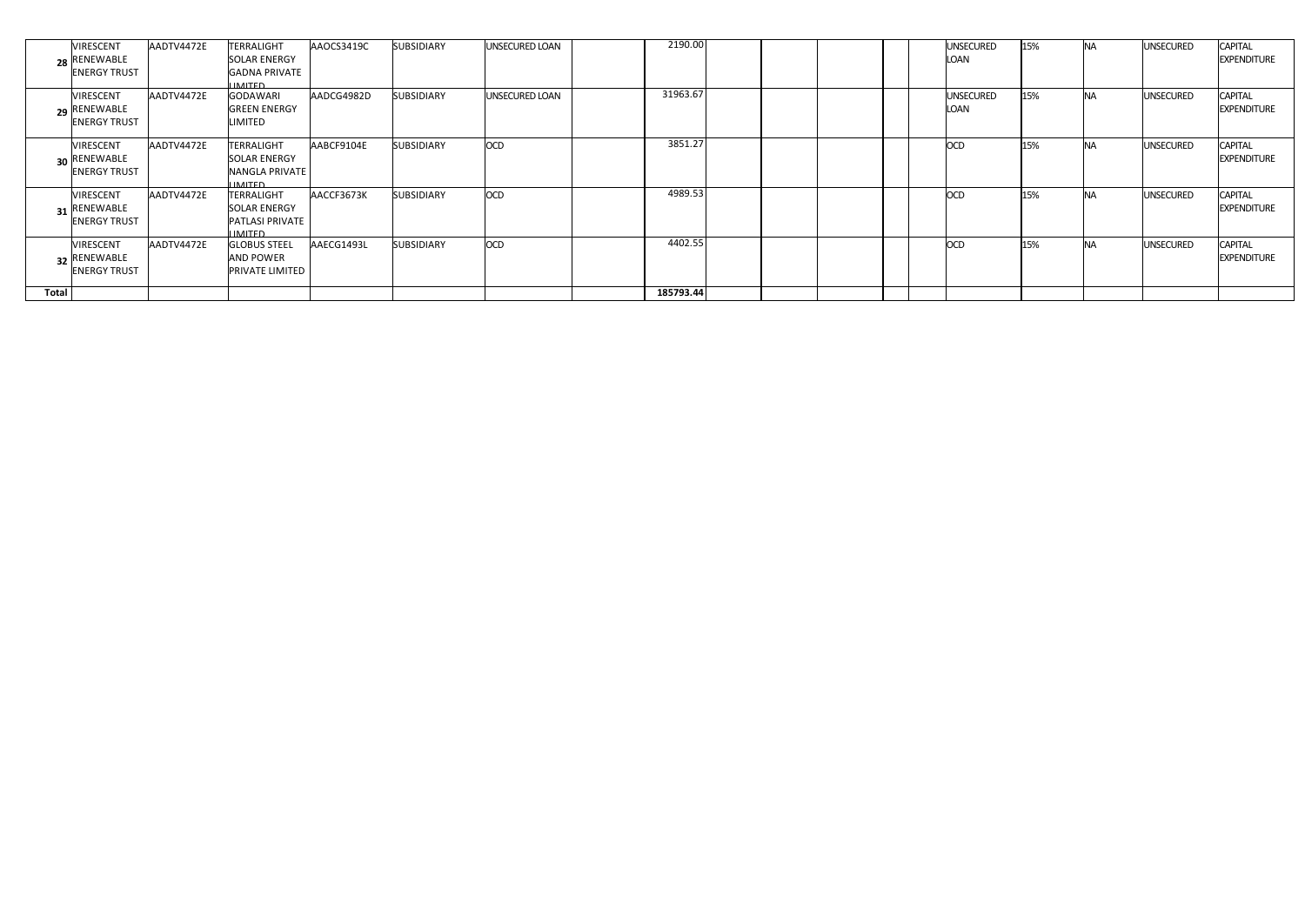| | | | | | | | | | | | | | | | | | | |
|---|---|---|---|---|---|---|---|---|---|---|---|---|---|---|---|---|---|---|
| 28 | VIRESCENT RENEWABLE ENERGY TRUST | AADTV4472E | TERRALIGHT SOLAR ENERGY GADNA PRIVATE LIMITED | AAOCS3419C | SUBSIDIARY | UNSECURED LOAN | | 2190.00 | | | | | | UNSECURED LOAN | 15% | NA | UNSECURED | CAPITAL EXPENDITURE |
| 29 | VIRESCENT RENEWABLE ENERGY TRUST | AADTV4472E | GODAWARI GREEN ENERGY LIMITED | AADCG4982D | SUBSIDIARY | UNSECURED LOAN | | 31963.67 | | | | | | UNSECURED LOAN | 15% | NA | UNSECURED | CAPITAL EXPENDITURE |
| 30 | VIRESCENT RENEWABLE ENERGY TRUST | AADTV4472E | TERRALIGHT SOLAR ENERGY NANGLA PRIVATE LIMITED | AABCF9104E | SUBSIDIARY | OCD | | 3851.27 | | | | | | OCD | 15% | NA | UNSECURED | CAPITAL EXPENDITURE |
| 31 | VIRESCENT RENEWABLE ENERGY TRUST | AADTV4472E | TERRALIGHT SOLAR ENERGY PATLASI PRIVATE LIMITED | AACCF3673K | SUBSIDIARY | OCD | | 4989.53 | | | | | | OCD | 15% | NA | UNSECURED | CAPITAL EXPENDITURE |
| 32 | VIRESCENT RENEWABLE ENERGY TRUST | AADTV4472E | GLOBUS STEEL AND POWER PRIVATE LIMITED | AAECG1493L | SUBSIDIARY | OCD | | 4402.55 | | | | | | OCD | 15% | NA | UNSECURED | CAPITAL EXPENDITURE |
| **Total** | | | | | | | | **185793.44** | | | | | | | | | | |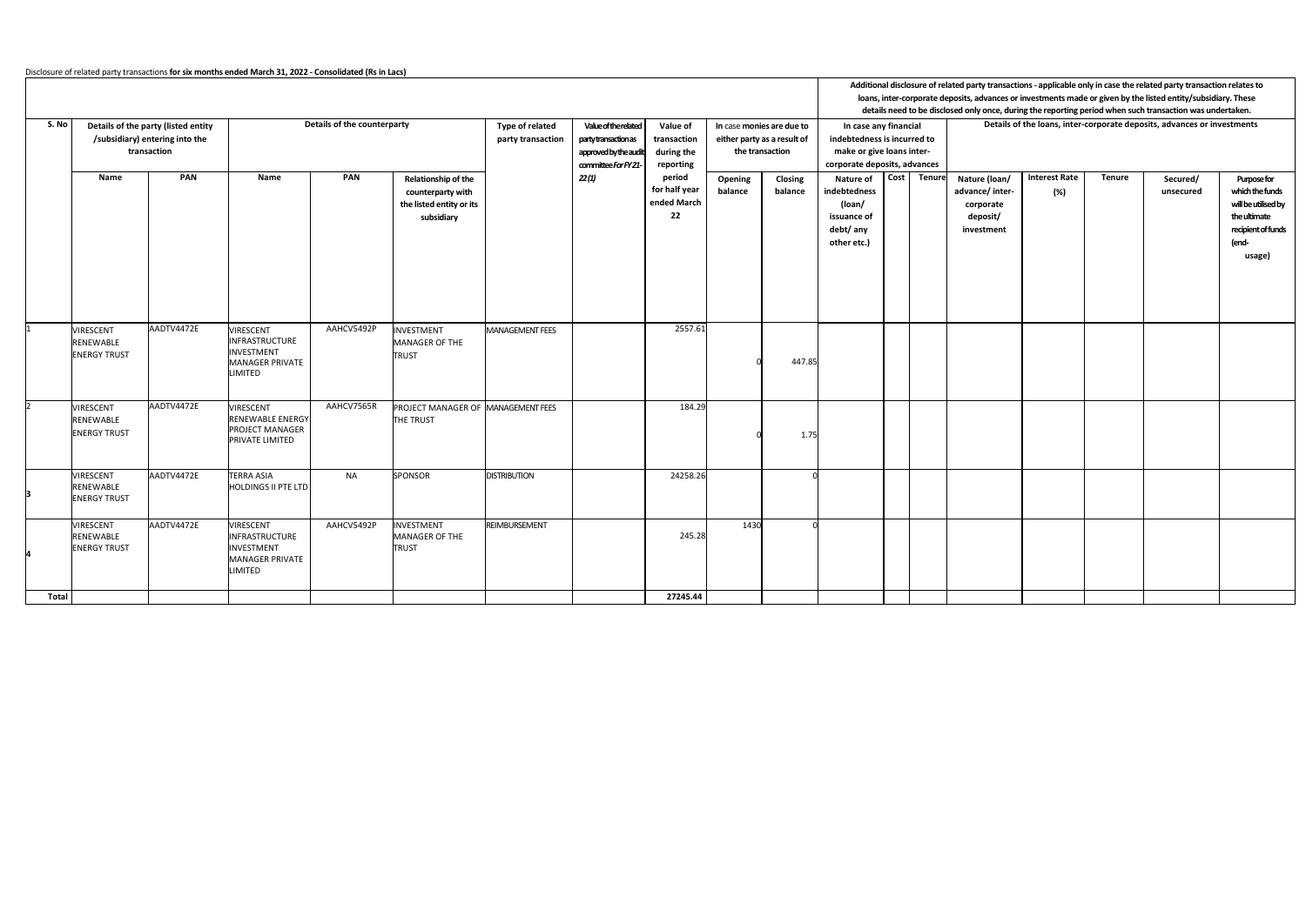Disclosure of related party transactions **for six months ended March 31, 2022 - Consolidated (Rs in Lacs)**

| | | | | | | | | | | | Additional disclosure of related party transactions - applicable only in case the related party transaction relates to loans, inter-corporate deposits, advances or investments made or given by the listed entity/subsidiary. These details need to be disclosed only once, during the reporting period when such transaction was undertaken. | | | | | | | |
|---|---|---|---|---|---|---|---|---|---|---|---|---|---|---|---|---|---|---|
| **S. No** | **Details of the party (listed entity /subsidiary) entering into the transaction** | | **Details of the counterparty** | | | **Type of related party transaction** | **Value of the related party transaction as approved by the audit committee For FY 21-22(1)** | **Value of transaction during the reporting period for half year ended March 22** | **In case monies are due to either party as a result of the transaction** | | **In case any financial indebtedness is incurred to make or give loans inter-corporate deposits, advances** | | | **Details of the loans, inter-corporate deposits, advances or investments** | | | | |
| | **Name** | **PAN** | **Name** | **PAN** | **Relationship of the counterparty with the listed entity or its subsidiary** | | | | **Opening balance** | **Closing balance** | **Nature of indebtedness (loan/ issuance of debt/ any other etc.)** | **Cost** | **Tenure** | **Nature (loan/ advance/ inter-corporate deposit/ investment** | **Interest Rate (%)** | **Tenure** | **Secured/ unsecured** | **Purpose for which the funds will be utilised by the ultimate recipient of funds (end-usage)** |
| 1 | VIRESCENT RENEWABLE ENERGY TRUST | AADTV4472E | VIRESCENT INFRASTRUCTURE INVESTMENT MANAGER PRIVATE LIMITED | AAHCV5492P | INVESTMENT MANAGER OF THE TRUST | MANAGEMENT FEES | | 2557.61 | 0 | 447.85 | | | | | | | | |
| 2 | VIRESCENT RENEWABLE ENERGY TRUST | AADTV4472E | VIRESCENT RENEWABLE ENERGY PROJECT MANAGER PRIVATE LIMITED | AAHCV7565R | PROJECT MANAGER OF THE TRUST | MANAGEMENT FEES | | 184.29 | 0 | 1.75 | | | | | | | | |
| 3 | VIRESCENT RENEWABLE ENERGY TRUST | AADTV4472E | TERRA ASIA HOLDINGS II PTE LTD | NA | SPONSOR | DISTRIBUTION | | 24258.26 | | 0 | | | | | | | | |
| 4 | VIRESCENT RENEWABLE ENERGY TRUST | AADTV4472E | VIRESCENT INFRASTRUCTURE INVESTMENT MANAGER PRIVATE LIMITED | AAHCV5492P | INVESTMENT MANAGER OF THE TRUST | REIMBURSEMENT | | 245.28 | 1430 | 0 | | | | | | | | |
| **Total** | | | | | | | | **27245.44** | | | | | | | | | | |